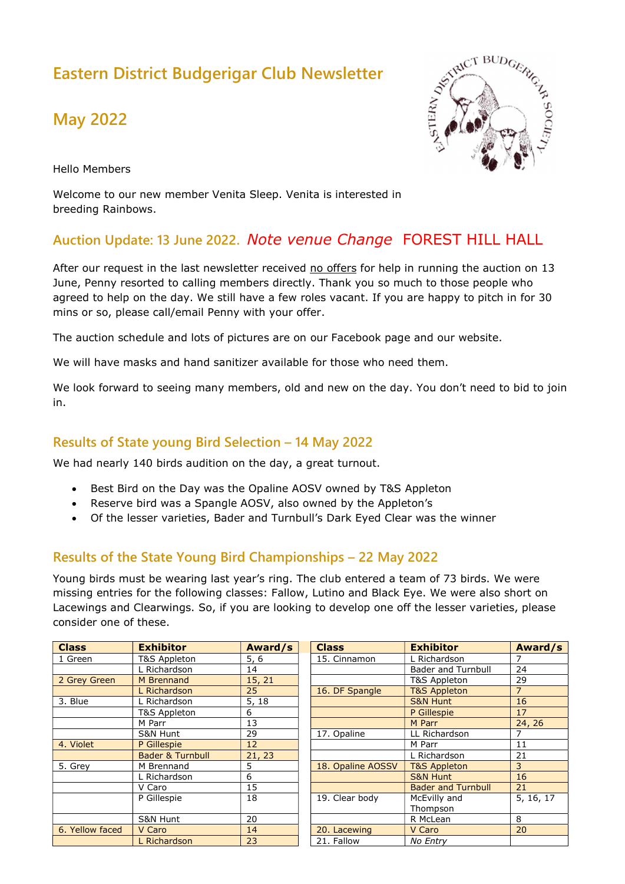# Eastern District Budgerigar Club Newsletter

# May 2022

Hello Members

Welcome to our new member Venita Sleep. Venita is interested in breeding Rainbows.

## Auction Update: 13 June 2022. *Note venue Change* FOREST HILL HALL

After our request in the last newsletter received no offers for help in running the auction on 13 June, Penny resorted to calling members directly. Thank you so much to those people who agreed to help on the day. We still have a few roles vacant. If you are happy to pitch in for 30 mins or so, please call/email Penny with your offer.

The auction schedule and lots of pictures are on our Facebook page and our website.

We will have masks and hand sanitizer available for those who need them.

We look forward to seeing many members, old and new on the day. You don't need to bid to join in.

## Results of State young Bird Selection – 14 May 2022

We had nearly 140 birds audition on the day, a great turnout.

- Best Bird on the Day was the Opaline AOSV owned by T&S Appleton
- Reserve bird was a Spangle AOSV, also owned by the Appleton's
- Of the lesser varieties, Bader and Turnbull's Dark Eyed Clear was the winner

## Results of the State Young Bird Championships – 22 May 2022

Young birds must be wearing last year's ring. The club entered a team of 73 birds. We were missing entries for the following classes: Fallow, Lutino and Black Eye. We were also short on Lacewings and Clearwings. So, if you are looking to develop one off the lesser varieties, please consider one of these.

| Class | Exhibitor | Award/s |
|---|---|---|
| 1 Green | T&S Appleton | 5, 6 |
| | L Richardson | 14 |
| 2 Grey Green | M Brennand | 15, 21 |
| | L Richardson | 25 |
| 3. Blue | L Richardson | 5, 18 |
| | T&S Appleton | 6 |
| | M Parr | 13 |
| | S&N Hunt | 29 |
| 4. Violet | P Gillespie | 12 |
| | Bader & Turnbull | 21, 23 |
| 5. Grey | M Brennand | 5 |
| | L Richardson | 6 |
| | V Caro | 15 |
| | P Gillespie | 18 |
| | S&N Hunt | 20 |
| 6. Yellow faced | V Caro | 14 |
| | L Richardson | 23 |

| Class | Exhibitor | Award/s |
|---|---|---|
| 15. Cinnamon | L Richardson | 7 |
| | Bader and Turnbull | 24 |
| | T&S Appleton | 29 |
| 16. DF Spangle | T&S Appleton | 7 |
| | S&N Hunt | 16 |
| | P Gillespie | 17 |
| | M Parr | 24, 26 |
| 17. Opaline | LL Richardson | 7 |
| | M Parr | 11 |
| | L Richardson | 21 |
| 18. Opaline AOSSV | T&S Appleton | 3 |
| | S&N Hunt | 16 |
| | Bader and Turnbull | 21 |
| 19. Clear body | McEvilly and Thompson | 5, 16, 17 |
| | R McLean | 8 |
| 20. Lacewing | V Caro | 20 |
| 21. Fallow | *No Entry* | |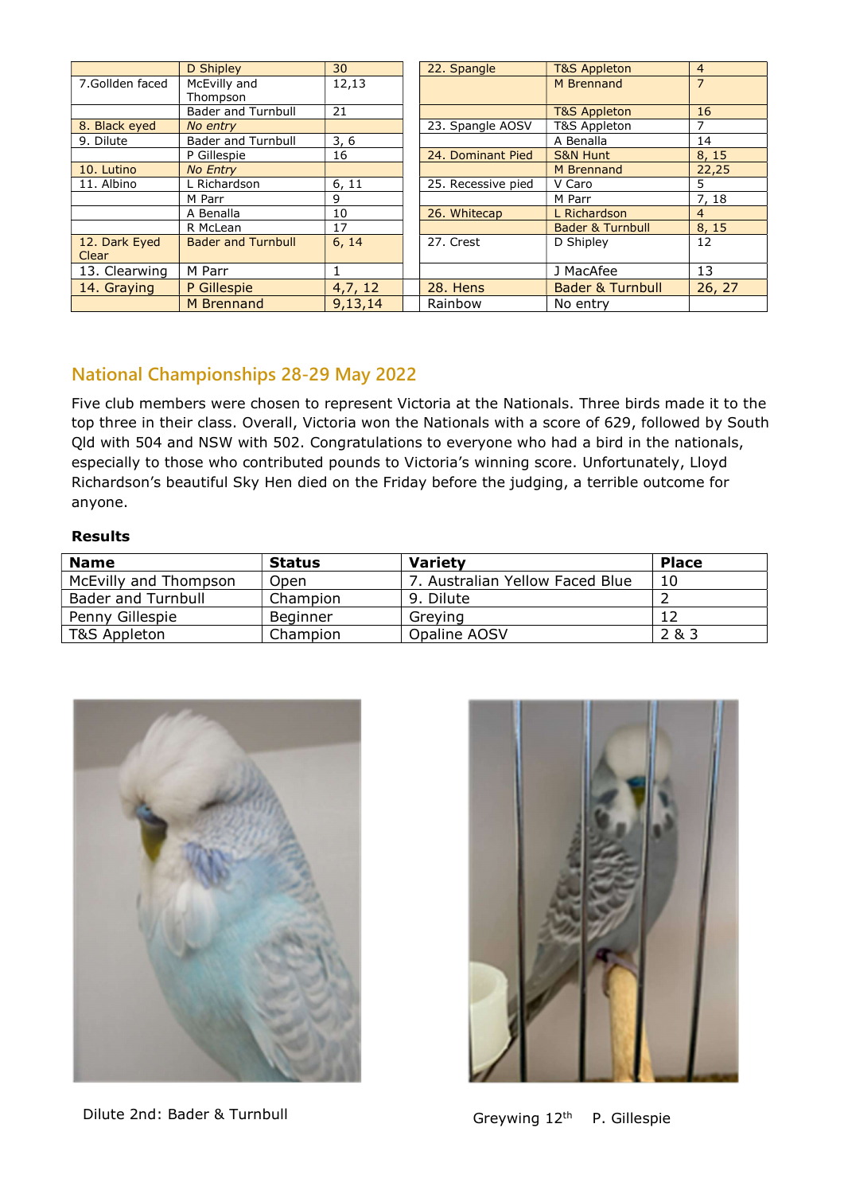| | D Shipley | 30 |
|---|---|---|
| 7.Gollden faced | McEvilly and Thompson | 12,13 |
| | Bader and Turnbull | 21 |
| 8. Black eyed | *No entry* | |
| 9. Dilute | Bader and Turnbull | 3, 6 |
| | P Gillespie | 16 |
| 10. Lutino | *No Entry* | |
| 11. Albino | L Richardson | 6, 11 |
| | M Parr | 9 |
| | A Benalla | 10 |
| | R McLean | 17 |
| 12. Dark Eyed Clear | Bader and Turnbull | 6, 14 |
| 13. Clearwing | M Parr | 1 |
| 14. Graying | P Gillespie | 4,7, 12 |
| | M Brennand | 9,13,14 |

| 22. Spangle | T&S Appleton | 4 |
|---|---|---|
| | M Brennand | 7 |
| | T&S Appleton | 16 |
| 23. Spangle AOSV | T&S Appleton | 7 |
| | A Benalla | 14 |
| 24. Dominant Pied | S&N Hunt | 8, 15 |
| | M Brennand | 22,25 |
| 25. Recessive pied | V Caro | 5 |
| | M Parr | 7, 18 |
| 26. Whitecap | L Richardson | 4 |
| | Bader & Turnbull | 8, 15 |
| 27. Crest | D Shipley | 12 |
| | J MacAfee | 13 |
| 28. Hens | Bader & Turnbull | 26, 27 |
| Rainbow | No entry | |

## National Championships 28-29 May 2022

Five club members were chosen to represent Victoria at the Nationals. Three birds made it to the top three in their class. Overall, Victoria won the Nationals with a score of 629, followed by South Qld with 504 and NSW with 502. Congratulations to everyone who had a bird in the nationals, especially to those who contributed pounds to Victoria's winning score. Unfortunately, Lloyd Richardson's beautiful Sky Hen died on the Friday before the judging, a terrible outcome for anyone.

**Results**

| Name | Status | Variety | Place |
|---|---|---|---|
| McEvilly and Thompson | Open | 7. Australian Yellow Faced Blue | 10 |
| Bader and Turnbull | Champion | 9. Dilute | 2 |
| Penny Gillespie | Beginner | Greying | 12 |
| T&S Appleton | Champion | Opaline AOSV | 2 & 3 |

Dilute 2nd: Bader & Turnbull

Greywing 12th P. Gillespie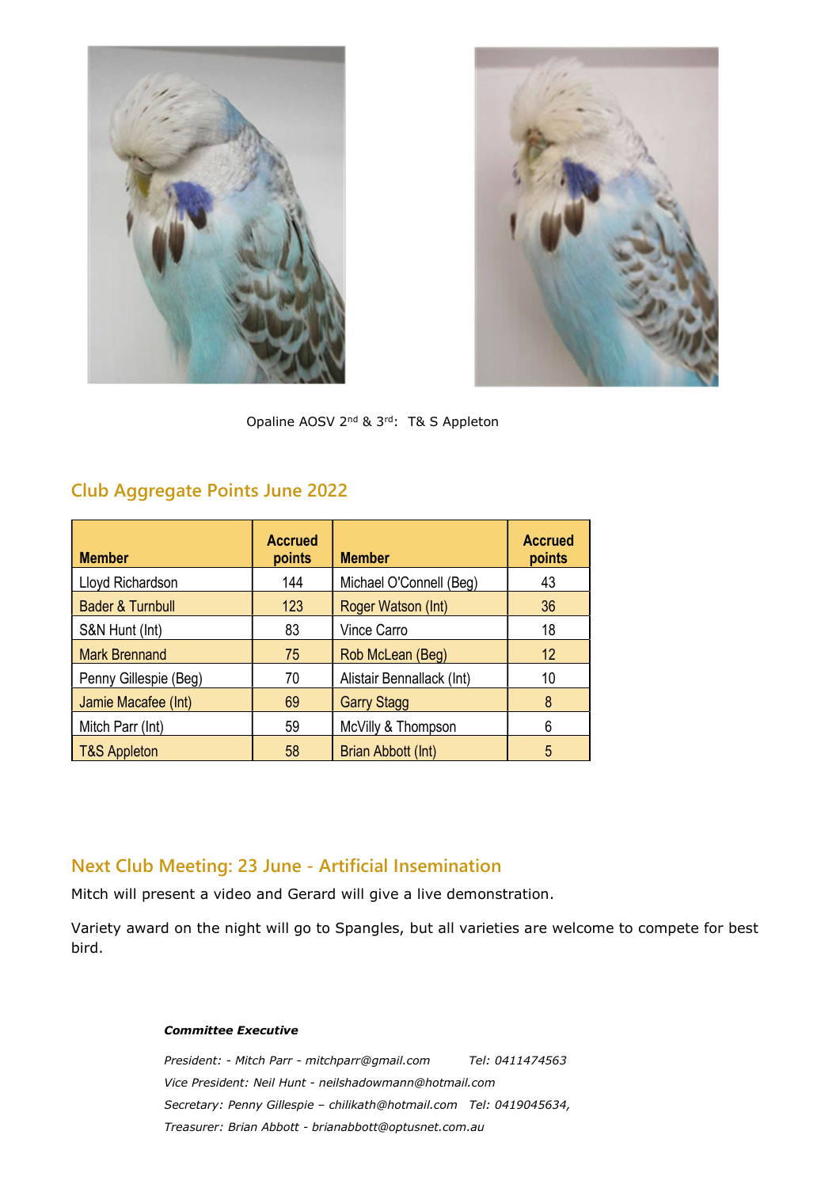Opaline AOSV 2nd & 3rd: T& S Appleton

## Club Aggregate Points June 2022

| Member | Accrued points | Member | Accrued points |
|---|---|---|---|
| Lloyd Richardson | 144 | Michael O'Connell (Beg) | 43 |
| Bader & Turnbull | 123 | Roger Watson (Int) | 36 |
| S&N Hunt (Int) | 83 | Vince Carro | 18 |
| Mark Brennand | 75 | Rob McLean (Beg) | 12 |
| Penny Gillespie (Beg) | 70 | Alistair Bennallack (Int) | 10 |
| Jamie Macafee (Int) | 69 | Garry Stagg | 8 |
| Mitch Parr (Int) | 59 | McVilly & Thompson | 6 |
| T&S Appleton | 58 | Brian Abbott (Int) | 5 |

## Next Club Meeting: 23 June - Artificial Insemination

Mitch will present a video and Gerard will give a live demonstration.

Variety award on the night will go to Spangles, but all varieties are welcome to compete for best bird.

***Committee Executive***

*President: - Mitch Parr - mitchparr@gmail.com Tel: 0411474563*

*Vice President: Neil Hunt - neilshadowmann@hotmail.com*

*Secretary: Penny Gillespie – chilikath@hotmail.com Tel: 0419045634,*

*Treasurer: Brian Abbott - brianabbott@optusnet.com.au*